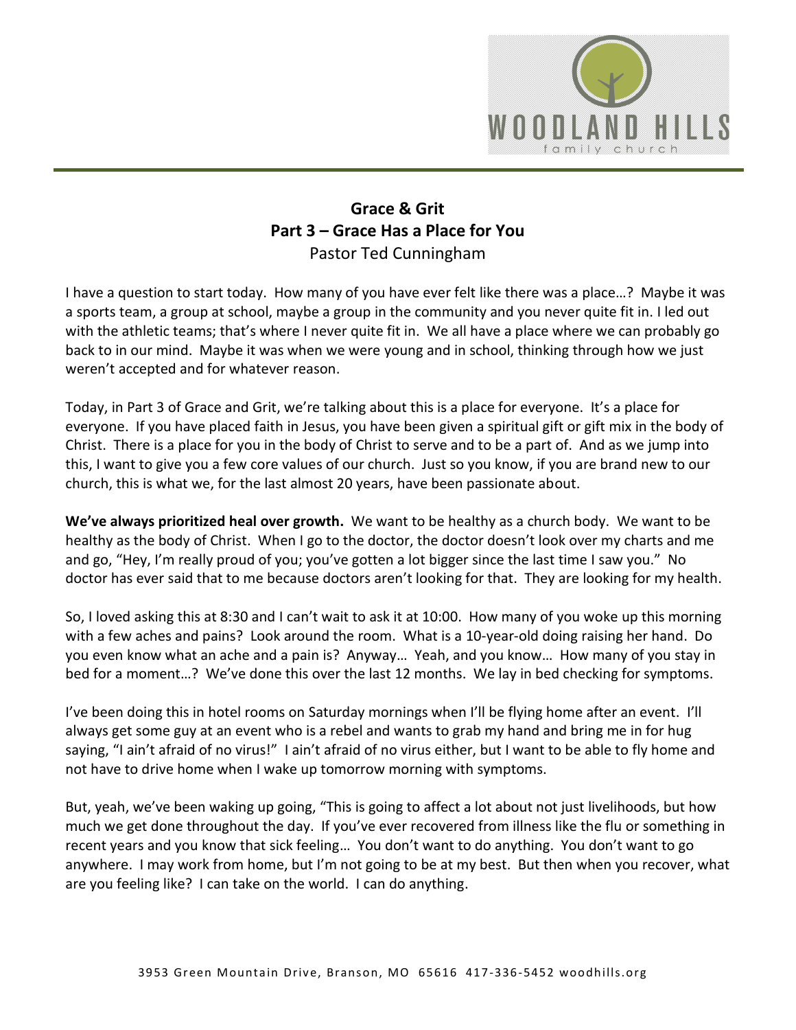# Grace & Grit
## Part 3 – Grace Has a Place for You
Pastor Ted Cunningham

I have a question to start today. How many of you have ever felt like there was a place…? Maybe it was a sports team, a group at school, maybe a group in the community and you never quite fit in. I led out with the athletic teams; that's where I never quite fit in. We all have a place where we can probably go back to in our mind. Maybe it was when we were young and in school, thinking through how we just weren't accepted and for whatever reason.

Today, in Part 3 of Grace and Grit, we're talking about this is a place for everyone. It's a place for everyone. If you have placed faith in Jesus, you have been given a spiritual gift or gift mix in the body of Christ. There is a place for you in the body of Christ to serve and to be a part of. And as we jump into this, I want to give you a few core values of our church. Just so you know, if you are brand new to our church, this is what we, for the last almost 20 years, have been passionate about.

**We've always prioritized heal over growth.** We want to be healthy as a church body. We want to be healthy as the body of Christ. When I go to the doctor, the doctor doesn't look over my charts and me and go, "Hey, I'm really proud of you; you've gotten a lot bigger since the last time I saw you." No doctor has ever said that to me because doctors aren't looking for that. They are looking for my health.

So, I loved asking this at 8:30 and I can't wait to ask it at 10:00. How many of you woke up this morning with a few aches and pains? Look around the room. What is a 10-year-old doing raising her hand. Do you even know what an ache and a pain is? Anyway… Yeah, and you know… How many of you stay in bed for a moment…? We've done this over the last 12 months. We lay in bed checking for symptoms.

I've been doing this in hotel rooms on Saturday mornings when I'll be flying home after an event. I'll always get some guy at an event who is a rebel and wants to grab my hand and bring me in for hug saying, "I ain't afraid of no virus!" I ain't afraid of no virus either, but I want to be able to fly home and not have to drive home when I wake up tomorrow morning with symptoms.

But, yeah, we've been waking up going, "This is going to affect a lot about not just livelihoods, but how much we get done throughout the day. If you've ever recovered from illness like the flu or something in recent years and you know that sick feeling… You don't want to do anything. You don't want to go anywhere. I may work from home, but I'm not going to be at my best. But then when you recover, what are you feeling like? I can take on the world. I can do anything.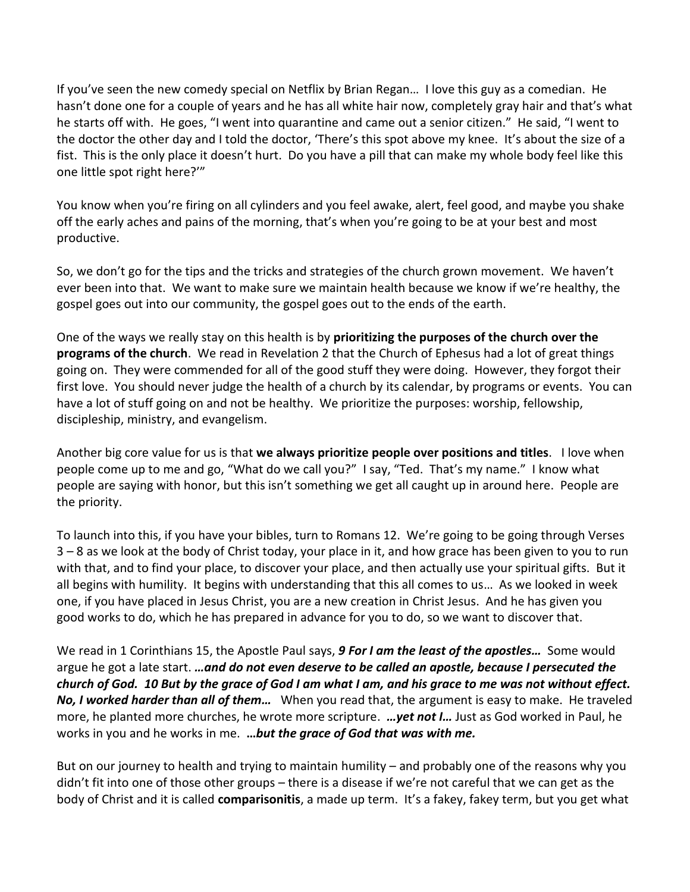If you've seen the new comedy special on Netflix by Brian Regan… I love this guy as a comedian. He hasn't done one for a couple of years and he has all white hair now, completely gray hair and that's what he starts off with. He goes, "I went into quarantine and came out a senior citizen." He said, "I went to the doctor the other day and I told the doctor, 'There's this spot above my knee. It's about the size of a fist. This is the only place it doesn't hurt. Do you have a pill that can make my whole body feel like this one little spot right here?'"

You know when you're firing on all cylinders and you feel awake, alert, feel good, and maybe you shake off the early aches and pains of the morning, that's when you're going to be at your best and most productive.

So, we don't go for the tips and the tricks and strategies of the church grown movement. We haven't ever been into that. We want to make sure we maintain health because we know if we're healthy, the gospel goes out into our community, the gospel goes out to the ends of the earth.

One of the ways we really stay on this health is by **prioritizing the purposes of the church over the programs of the church**. We read in Revelation 2 that the Church of Ephesus had a lot of great things going on. They were commended for all of the good stuff they were doing. However, they forgot their first love. You should never judge the health of a church by its calendar, by programs or events. You can have a lot of stuff going on and not be healthy. We prioritize the purposes: worship, fellowship, discipleship, ministry, and evangelism.

Another big core value for us is that **we always prioritize people over positions and titles**. I love when people come up to me and go, "What do we call you?" I say, "Ted. That's my name." I know what people are saying with honor, but this isn't something we get all caught up in around here. People are the priority.

To launch into this, if you have your bibles, turn to Romans 12. We're going to be going through Verses 3 – 8 as we look at the body of Christ today, your place in it, and how grace has been given to you to run with that, and to find your place, to discover your place, and then actually use your spiritual gifts. But it all begins with humility. It begins with understanding that this all comes to us… As we looked in week one, if you have placed in Jesus Christ, you are a new creation in Christ Jesus. And he has given you good works to do, which he has prepared in advance for you to do, so we want to discover that.

We read in 1 Corinthians 15, the Apostle Paul says, ***9 For I am the least of the apostles…*** Some would argue he got a late start. ***…and do not even deserve to be called an apostle, because I persecuted the church of God. 10 But by the grace of God I am what I am, and his grace to me was not without effect. No, I worked harder than all of them…*** When you read that, the argument is easy to make. He traveled more, he planted more churches, he wrote more scripture. ***…yet not I…*** Just as God worked in Paul, he works in you and he works in me. ***…but the grace of God that was with me.***

But on our journey to health and trying to maintain humility – and probably one of the reasons why you didn't fit into one of those other groups – there is a disease if we're not careful that we can get as the body of Christ and it is called **comparisonitis**, a made up term. It's a fakey, fakey term, but you get what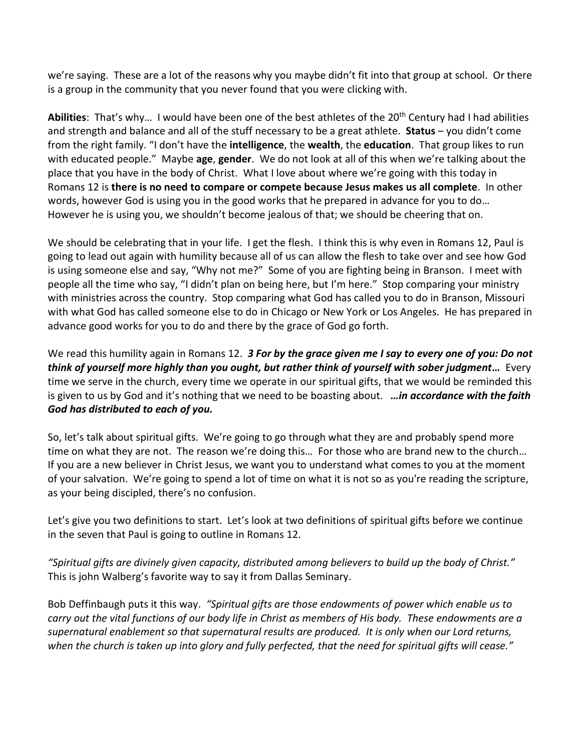we're saying. These are a lot of the reasons why you maybe didn't fit into that group at school. Or there is a group in the community that you never found that you were clicking with.

**Abilities**: That's why… I would have been one of the best athletes of the 20th Century had I had abilities and strength and balance and all of the stuff necessary to be a great athlete. **Status** – you didn't come from the right family. "I don't have the **intelligence**, the **wealth**, the **education**. That group likes to run with educated people." Maybe **age**, **gender**. We do not look at all of this when we're talking about the place that you have in the body of Christ. What I love about where we're going with this today in Romans 12 is **there is no need to compare or compete because Jesus makes us all complete**. In other words, however God is using you in the good works that he prepared in advance for you to do… However he is using you, we shouldn't become jealous of that; we should be cheering that on.

We should be celebrating that in your life. I get the flesh. I think this is why even in Romans 12, Paul is going to lead out again with humility because all of us can allow the flesh to take over and see how God is using someone else and say, "Why not me?" Some of you are fighting being in Branson. I meet with people all the time who say, "I didn't plan on being here, but I'm here." Stop comparing your ministry with ministries across the country. Stop comparing what God has called you to do in Branson, Missouri with what God has called someone else to do in Chicago or New York or Los Angeles. He has prepared in advance good works for you to do and there by the grace of God go forth.

We read this humility again in Romans 12. ***3 For by the grace given me I say to every one of you: Do not think of yourself more highly than you ought, but rather think of yourself with sober judgment…*** Every time we serve in the church, every time we operate in our spiritual gifts, that we would be reminded this is given to us by God and it's nothing that we need to be boasting about. ***…in accordance with the faith God has distributed to each of you.***

So, let's talk about spiritual gifts. We're going to go through what they are and probably spend more time on what they are not. The reason we're doing this… For those who are brand new to the church… If you are a new believer in Christ Jesus, we want you to understand what comes to you at the moment of your salvation. We're going to spend a lot of time on what it is not so as you're reading the scripture, as your being discipled, there's no confusion.

Let's give you two definitions to start. Let's look at two definitions of spiritual gifts before we continue in the seven that Paul is going to outline in Romans 12.

*"Spiritual gifts are divinely given capacity, distributed among believers to build up the body of Christ."* This is john Walberg's favorite way to say it from Dallas Seminary.

Bob Deffinbaugh puts it this way. *"Spiritual gifts are those endowments of power which enable us to carry out the vital functions of our body life in Christ as members of His body. These endowments are a supernatural enablement so that supernatural results are produced. It is only when our Lord returns, when the church is taken up into glory and fully perfected, that the need for spiritual gifts will cease."*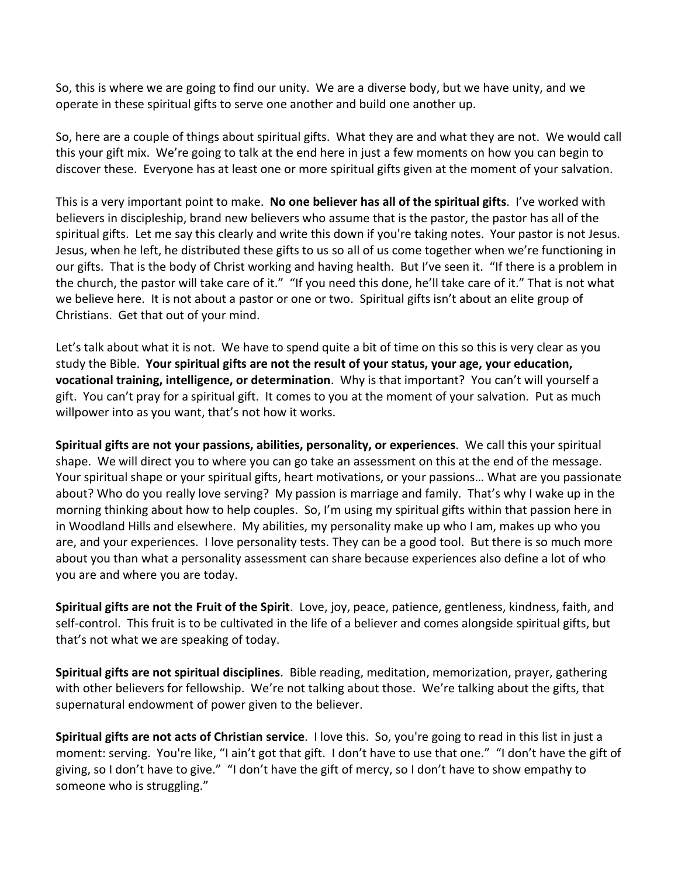So, this is where we are going to find our unity. We are a diverse body, but we have unity, and we operate in these spiritual gifts to serve one another and build one another up.

So, here are a couple of things about spiritual gifts. What they are and what they are not. We would call this your gift mix. We're going to talk at the end here in just a few moments on how you can begin to discover these. Everyone has at least one or more spiritual gifts given at the moment of your salvation.

This is a very important point to make. **No one believer has all of the spiritual gifts**. I've worked with believers in discipleship, brand new believers who assume that is the pastor, the pastor has all of the spiritual gifts. Let me say this clearly and write this down if you're taking notes. Your pastor is not Jesus. Jesus, when he left, he distributed these gifts to us so all of us come together when we're functioning in our gifts. That is the body of Christ working and having health. But I've seen it. "If there is a problem in the church, the pastor will take care of it." "If you need this done, he'll take care of it." That is not what we believe here. It is not about a pastor or one or two. Spiritual gifts isn't about an elite group of Christians. Get that out of your mind.

Let's talk about what it is not. We have to spend quite a bit of time on this so this is very clear as you study the Bible. **Your spiritual gifts are not the result of your status, your age, your education, vocational training, intelligence, or determination**. Why is that important? You can't will yourself a gift. You can't pray for a spiritual gift. It comes to you at the moment of your salvation. Put as much willpower into as you want, that's not how it works.

**Spiritual gifts are not your passions, abilities, personality, or experiences**. We call this your spiritual shape. We will direct you to where you can go take an assessment on this at the end of the message. Your spiritual shape or your spiritual gifts, heart motivations, or your passions… What are you passionate about? Who do you really love serving? My passion is marriage and family. That's why I wake up in the morning thinking about how to help couples. So, I'm using my spiritual gifts within that passion here in in Woodland Hills and elsewhere. My abilities, my personality make up who I am, makes up who you are, and your experiences. I love personality tests. They can be a good tool. But there is so much more about you than what a personality assessment can share because experiences also define a lot of who you are and where you are today.

**Spiritual gifts are not the Fruit of the Spirit**. Love, joy, peace, patience, gentleness, kindness, faith, and self-control. This fruit is to be cultivated in the life of a believer and comes alongside spiritual gifts, but that's not what we are speaking of today.

**Spiritual gifts are not spiritual disciplines**. Bible reading, meditation, memorization, prayer, gathering with other believers for fellowship. We're not talking about those. We're talking about the gifts, that supernatural endowment of power given to the believer.

**Spiritual gifts are not acts of Christian service**. I love this. So, you're going to read in this list in just a moment: serving. You're like, "I ain't got that gift. I don't have to use that one." "I don't have the gift of giving, so I don't have to give." "I don't have the gift of mercy, so I don't have to show empathy to someone who is struggling."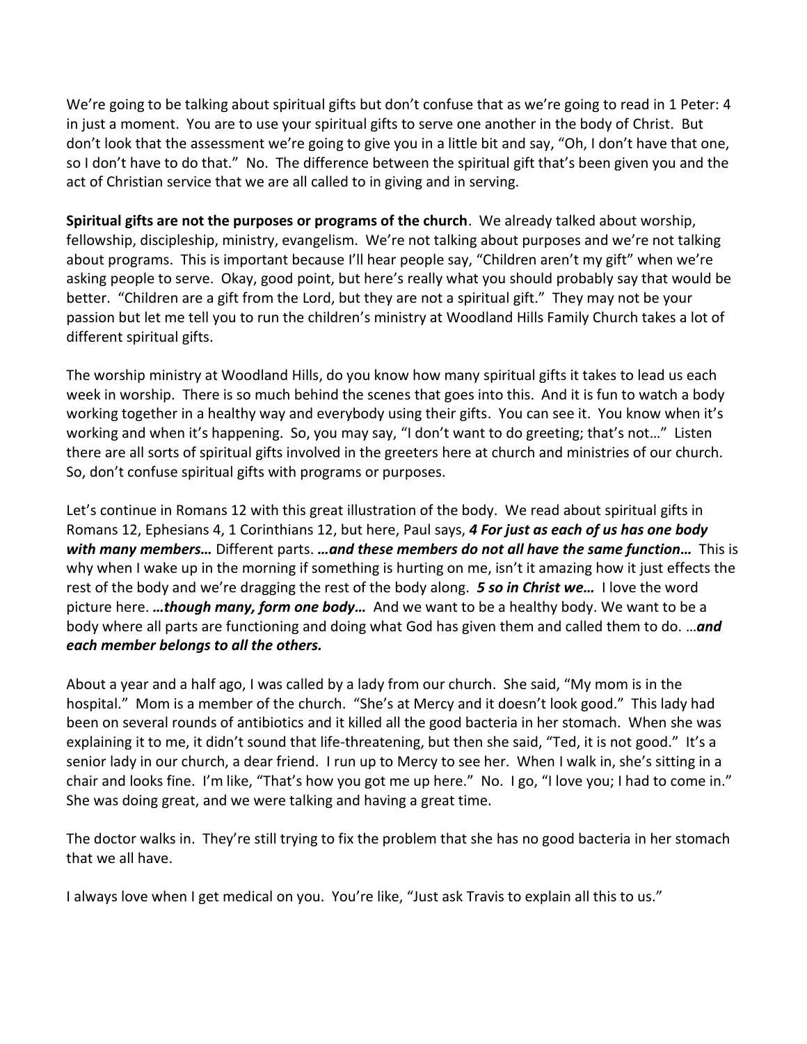We're going to be talking about spiritual gifts but don't confuse that as we're going to read in 1 Peter: 4 in just a moment. You are to use your spiritual gifts to serve one another in the body of Christ. But don't look that the assessment we're going to give you in a little bit and say, "Oh, I don't have that one, so I don't have to do that." No. The difference between the spiritual gift that's been given you and the act of Christian service that we are all called to in giving and in serving.

**Spiritual gifts are not the purposes or programs of the church**. We already talked about worship, fellowship, discipleship, ministry, evangelism. We're not talking about purposes and we're not talking about programs. This is important because I'll hear people say, "Children aren't my gift" when we're asking people to serve. Okay, good point, but here's really what you should probably say that would be better. "Children are a gift from the Lord, but they are not a spiritual gift." They may not be your passion but let me tell you to run the children's ministry at Woodland Hills Family Church takes a lot of different spiritual gifts.

The worship ministry at Woodland Hills, do you know how many spiritual gifts it takes to lead us each week in worship. There is so much behind the scenes that goes into this. And it is fun to watch a body working together in a healthy way and everybody using their gifts. You can see it. You know when it's working and when it's happening. So, you may say, "I don't want to do greeting; that's not…" Listen there are all sorts of spiritual gifts involved in the greeters here at church and ministries of our church. So, don't confuse spiritual gifts with programs or purposes.

Let's continue in Romans 12 with this great illustration of the body. We read about spiritual gifts in Romans 12, Ephesians 4, 1 Corinthians 12, but here, Paul says, ***4 For just as each of us has one body with many members…*** Different parts. ***…and these members do not all have the same function…*** This is why when I wake up in the morning if something is hurting on me, isn't it amazing how it just effects the rest of the body and we're dragging the rest of the body along. ***5 so in Christ we…*** I love the word picture here. ***…though many, form one body…*** And we want to be a healthy body. We want to be a body where all parts are functioning and doing what God has given them and called them to do. …***and each member belongs to all the others.***

About a year and a half ago, I was called by a lady from our church. She said, "My mom is in the hospital." Mom is a member of the church. "She's at Mercy and it doesn't look good." This lady had been on several rounds of antibiotics and it killed all the good bacteria in her stomach. When she was explaining it to me, it didn't sound that life-threatening, but then she said, "Ted, it is not good." It's a senior lady in our church, a dear friend. I run up to Mercy to see her. When I walk in, she's sitting in a chair and looks fine. I'm like, "That's how you got me up here." No. I go, "I love you; I had to come in." She was doing great, and we were talking and having a great time.

The doctor walks in. They're still trying to fix the problem that she has no good bacteria in her stomach that we all have.

I always love when I get medical on you. You're like, "Just ask Travis to explain all this to us."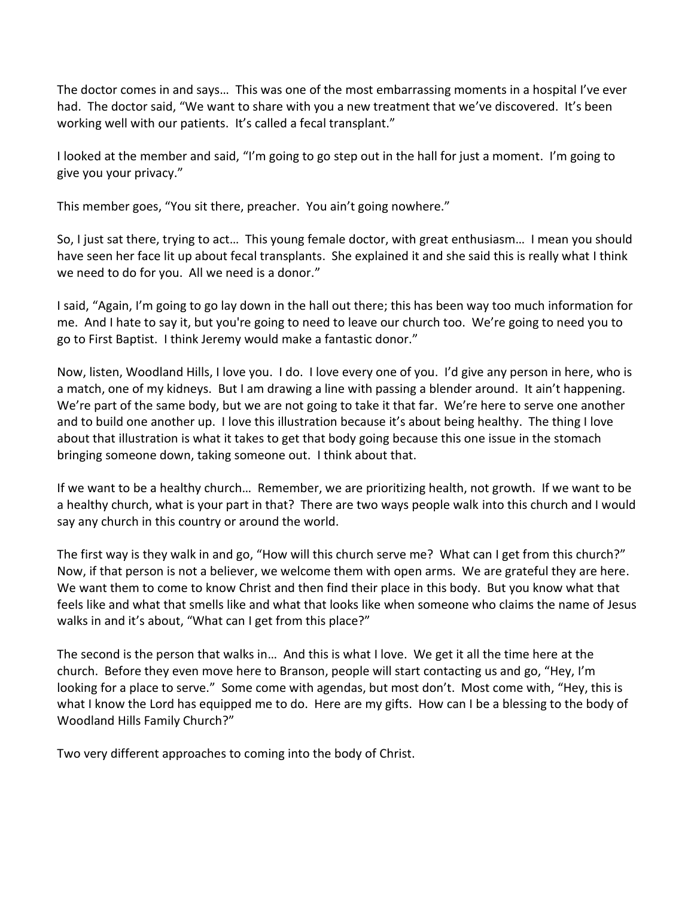The doctor comes in and says… This was one of the most embarrassing moments in a hospital I've ever had. The doctor said, "We want to share with you a new treatment that we've discovered. It's been working well with our patients. It's called a fecal transplant."

I looked at the member and said, "I'm going to go step out in the hall for just a moment. I'm going to give you your privacy."

This member goes, "You sit there, preacher. You ain't going nowhere."

So, I just sat there, trying to act… This young female doctor, with great enthusiasm… I mean you should have seen her face lit up about fecal transplants. She explained it and she said this is really what I think we need to do for you. All we need is a donor."

I said, "Again, I'm going to go lay down in the hall out there; this has been way too much information for me. And I hate to say it, but you're going to need to leave our church too. We're going to need you to go to First Baptist. I think Jeremy would make a fantastic donor."

Now, listen, Woodland Hills, I love you. I do. I love every one of you. I'd give any person in here, who is a match, one of my kidneys. But I am drawing a line with passing a blender around. It ain't happening. We're part of the same body, but we are not going to take it that far. We're here to serve one another and to build one another up. I love this illustration because it's about being healthy. The thing I love about that illustration is what it takes to get that body going because this one issue in the stomach bringing someone down, taking someone out. I think about that.

If we want to be a healthy church… Remember, we are prioritizing health, not growth. If we want to be a healthy church, what is your part in that? There are two ways people walk into this church and I would say any church in this country or around the world.

The first way is they walk in and go, "How will this church serve me? What can I get from this church?" Now, if that person is not a believer, we welcome them with open arms. We are grateful they are here. We want them to come to know Christ and then find their place in this body. But you know what that feels like and what that smells like and what that looks like when someone who claims the name of Jesus walks in and it's about, "What can I get from this place?"

The second is the person that walks in… And this is what I love. We get it all the time here at the church. Before they even move here to Branson, people will start contacting us and go, "Hey, I'm looking for a place to serve." Some come with agendas, but most don't. Most come with, "Hey, this is what I know the Lord has equipped me to do. Here are my gifts. How can I be a blessing to the body of Woodland Hills Family Church?"

Two very different approaches to coming into the body of Christ.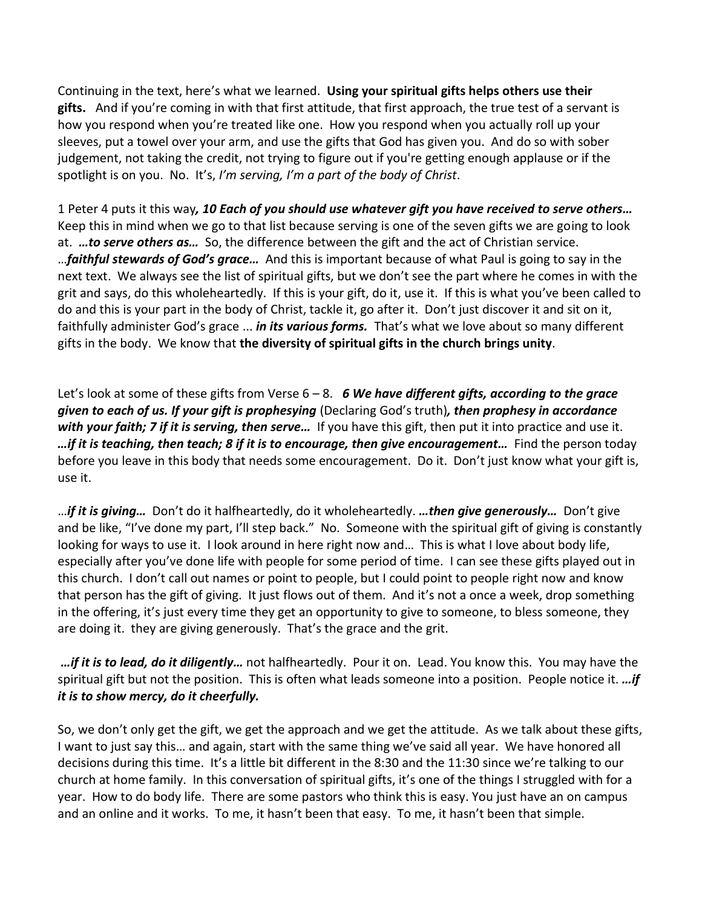Continuing in the text, here's what we learned. **Using your spiritual gifts helps others use their gifts.** And if you're coming in with that first attitude, that first approach, the true test of a servant is how you respond when you're treated like one. How you respond when you actually roll up your sleeves, put a towel over your arm, and use the gifts that God has given you. And do so with sober judgement, not taking the credit, not trying to figure out if you're getting enough applause or if the spotlight is on you. No. It's, *I'm serving, I'm a part of the body of Christ*.

1 Peter 4 puts it this way***, 10 Each of you should use whatever gift you have received to serve others…*** Keep this in mind when we go to that list because serving is one of the seven gifts we are going to look at. ***…to serve others as…*** So, the difference between the gift and the act of Christian service. …***faithful stewards of God's grace…*** And this is important because of what Paul is going to say in the next text. We always see the list of spiritual gifts, but we don't see the part where he comes in with the grit and says, do this wholeheartedly. If this is your gift, do it, use it. If this is what you've been called to do and this is your part in the body of Christ, tackle it, go after it. Don't just discover it and sit on it, faithfully administer God's grace ... ***in its various forms.*** That's what we love about so many different gifts in the body. We know that **the diversity of spiritual gifts in the church brings unity**.

Let's look at some of these gifts from Verse 6 – 8. ***6 We have different gifts, according to the grace given to each of us. If your gift is prophesying*** (Declaring God's truth)***, then prophesy in accordance with your faith; 7 if it is serving, then serve…*** If you have this gift, then put it into practice and use it. ***…if it is teaching, then teach; 8 if it is to encourage, then give encouragement…*** Find the person today before you leave in this body that needs some encouragement. Do it. Don't just know what your gift is, use it.

…***if it is giving…*** Don't do it halfheartedly, do it wholeheartedly. ***…then give generously…*** Don't give and be like, "I've done my part, I'll step back." No. Someone with the spiritual gift of giving is constantly looking for ways to use it. I look around in here right now and… This is what I love about body life, especially after you've done life with people for some period of time. I can see these gifts played out in this church. I don't call out names or point to people, but I could point to people right now and know that person has the gift of giving. It just flows out of them. And it's not a once a week, drop something in the offering, it's just every time they get an opportunity to give to someone, to bless someone, they are doing it. they are giving generously. That's the grace and the grit.

***…if it is to lead, do it diligently…*** not halfheartedly. Pour it on. Lead. You know this. You may have the spiritual gift but not the position. This is often what leads someone into a position. People notice it. ***…if it is to show mercy, do it cheerfully.***

So, we don't only get the gift, we get the approach and we get the attitude. As we talk about these gifts, I want to just say this… and again, start with the same thing we've said all year. We have honored all decisions during this time. It's a little bit different in the 8:30 and the 11:30 since we're talking to our church at home family. In this conversation of spiritual gifts, it's one of the things I struggled with for a year. How to do body life. There are some pastors who think this is easy. You just have an on campus and an online and it works. To me, it hasn't been that easy. To me, it hasn't been that simple.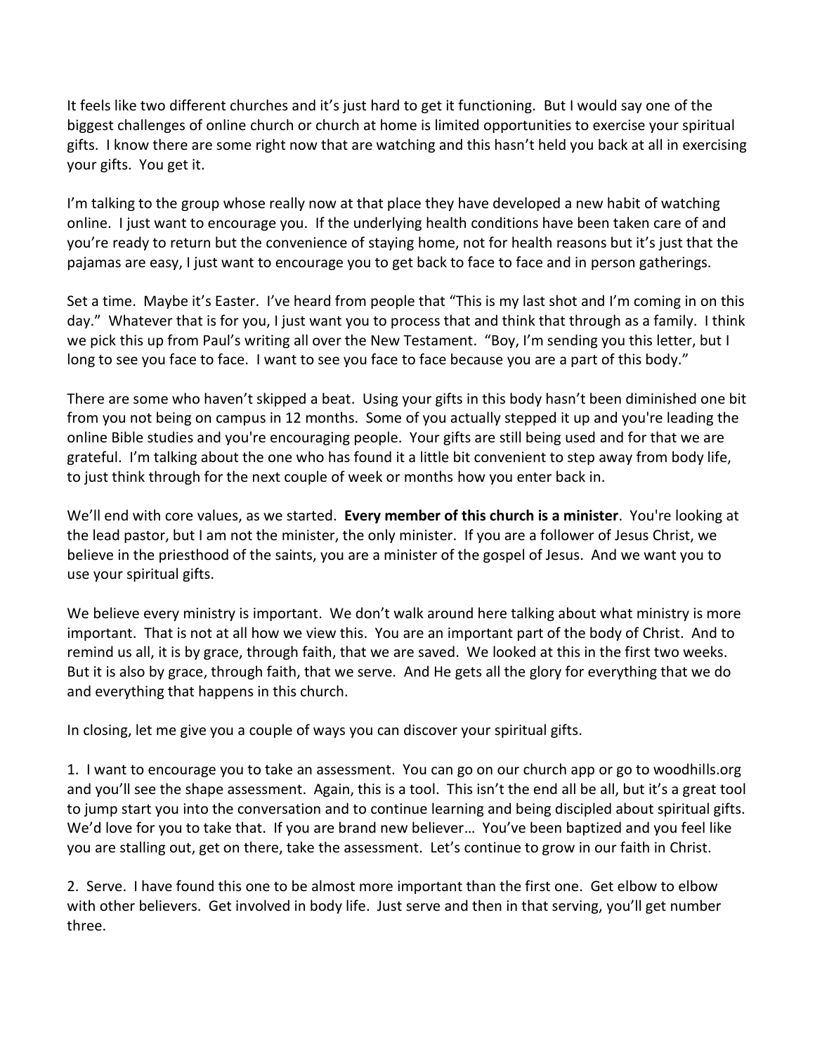It feels like two different churches and it's just hard to get it functioning. But I would say one of the biggest challenges of online church or church at home is limited opportunities to exercise your spiritual gifts. I know there are some right now that are watching and this hasn't held you back at all in exercising your gifts. You get it.

I'm talking to the group whose really now at that place they have developed a new habit of watching online. I just want to encourage you. If the underlying health conditions have been taken care of and you're ready to return but the convenience of staying home, not for health reasons but it's just that the pajamas are easy, I just want to encourage you to get back to face to face and in person gatherings.

Set a time. Maybe it's Easter. I've heard from people that "This is my last shot and I'm coming in on this day." Whatever that is for you, I just want you to process that and think that through as a family. I think we pick this up from Paul's writing all over the New Testament. "Boy, I'm sending you this letter, but I long to see you face to face. I want to see you face to face because you are a part of this body."

There are some who haven't skipped a beat. Using your gifts in this body hasn't been diminished one bit from you not being on campus in 12 months. Some of you actually stepped it up and you're leading the online Bible studies and you're encouraging people. Your gifts are still being used and for that we are grateful. I'm talking about the one who has found it a little bit convenient to step away from body life, to just think through for the next couple of week or months how you enter back in.

We'll end with core values, as we started. **Every member of this church is a minister**. You're looking at the lead pastor, but I am not the minister, the only minister. If you are a follower of Jesus Christ, we believe in the priesthood of the saints, you are a minister of the gospel of Jesus. And we want you to use your spiritual gifts.

We believe every ministry is important. We don't walk around here talking about what ministry is more important. That is not at all how we view this. You are an important part of the body of Christ. And to remind us all, it is by grace, through faith, that we are saved. We looked at this in the first two weeks. But it is also by grace, through faith, that we serve. And He gets all the glory for everything that we do and everything that happens in this church.

In closing, let me give you a couple of ways you can discover your spiritual gifts.

1. I want to encourage you to take an assessment. You can go on our church app or go to woodhills.org and you'll see the shape assessment. Again, this is a tool. This isn't the end all be all, but it's a great tool to jump start you into the conversation and to continue learning and being discipled about spiritual gifts. We'd love for you to take that. If you are brand new believer… You've been baptized and you feel like you are stalling out, get on there, take the assessment. Let's continue to grow in our faith in Christ.

2. Serve. I have found this one to be almost more important than the first one. Get elbow to elbow with other believers. Get involved in body life. Just serve and then in that serving, you'll get number three.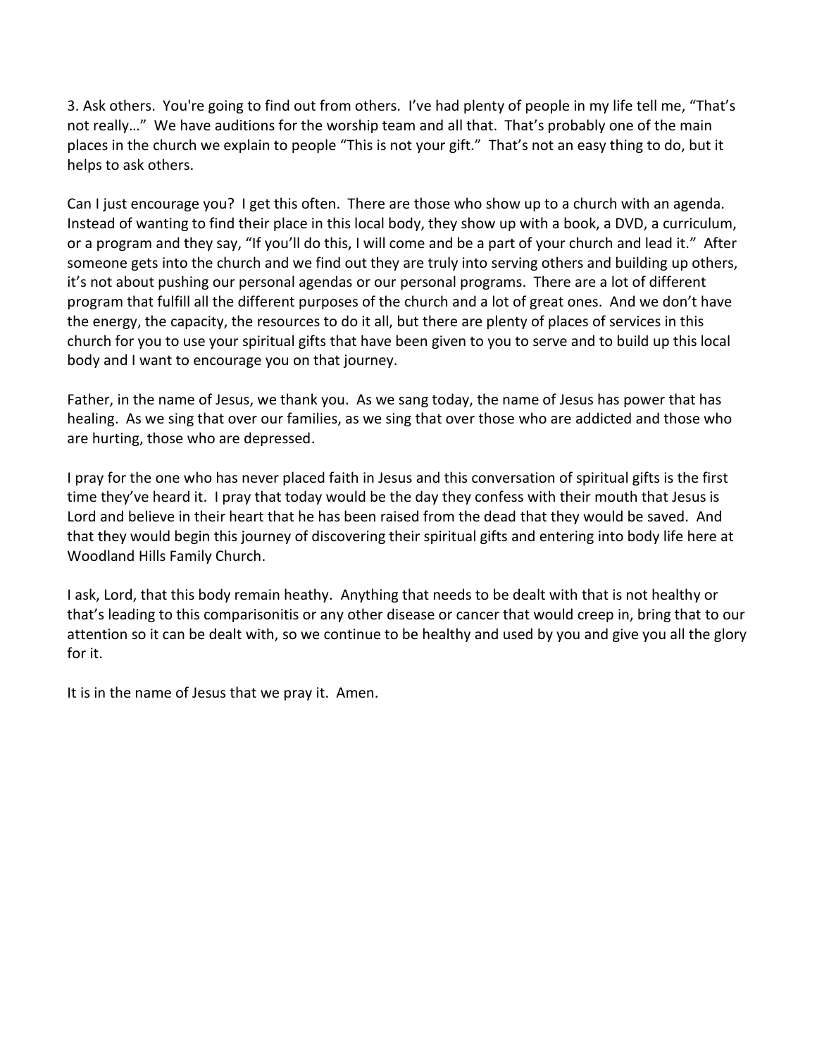3. Ask others. You're going to find out from others. I've had plenty of people in my life tell me, "That's not really…" We have auditions for the worship team and all that. That's probably one of the main places in the church we explain to people "This is not your gift." That's not an easy thing to do, but it helps to ask others.

Can I just encourage you? I get this often. There are those who show up to a church with an agenda. Instead of wanting to find their place in this local body, they show up with a book, a DVD, a curriculum, or a program and they say, "If you'll do this, I will come and be a part of your church and lead it." After someone gets into the church and we find out they are truly into serving others and building up others, it's not about pushing our personal agendas or our personal programs. There are a lot of different program that fulfill all the different purposes of the church and a lot of great ones. And we don't have the energy, the capacity, the resources to do it all, but there are plenty of places of services in this church for you to use your spiritual gifts that have been given to you to serve and to build up this local body and I want to encourage you on that journey.

Father, in the name of Jesus, we thank you. As we sang today, the name of Jesus has power that has healing. As we sing that over our families, as we sing that over those who are addicted and those who are hurting, those who are depressed.

I pray for the one who has never placed faith in Jesus and this conversation of spiritual gifts is the first time they've heard it. I pray that today would be the day they confess with their mouth that Jesus is Lord and believe in their heart that he has been raised from the dead that they would be saved. And that they would begin this journey of discovering their spiritual gifts and entering into body life here at Woodland Hills Family Church.

I ask, Lord, that this body remain heathy. Anything that needs to be dealt with that is not healthy or that's leading to this comparisonitis or any other disease or cancer that would creep in, bring that to our attention so it can be dealt with, so we continue to be healthy and used by you and give you all the glory for it.

It is in the name of Jesus that we pray it. Amen.